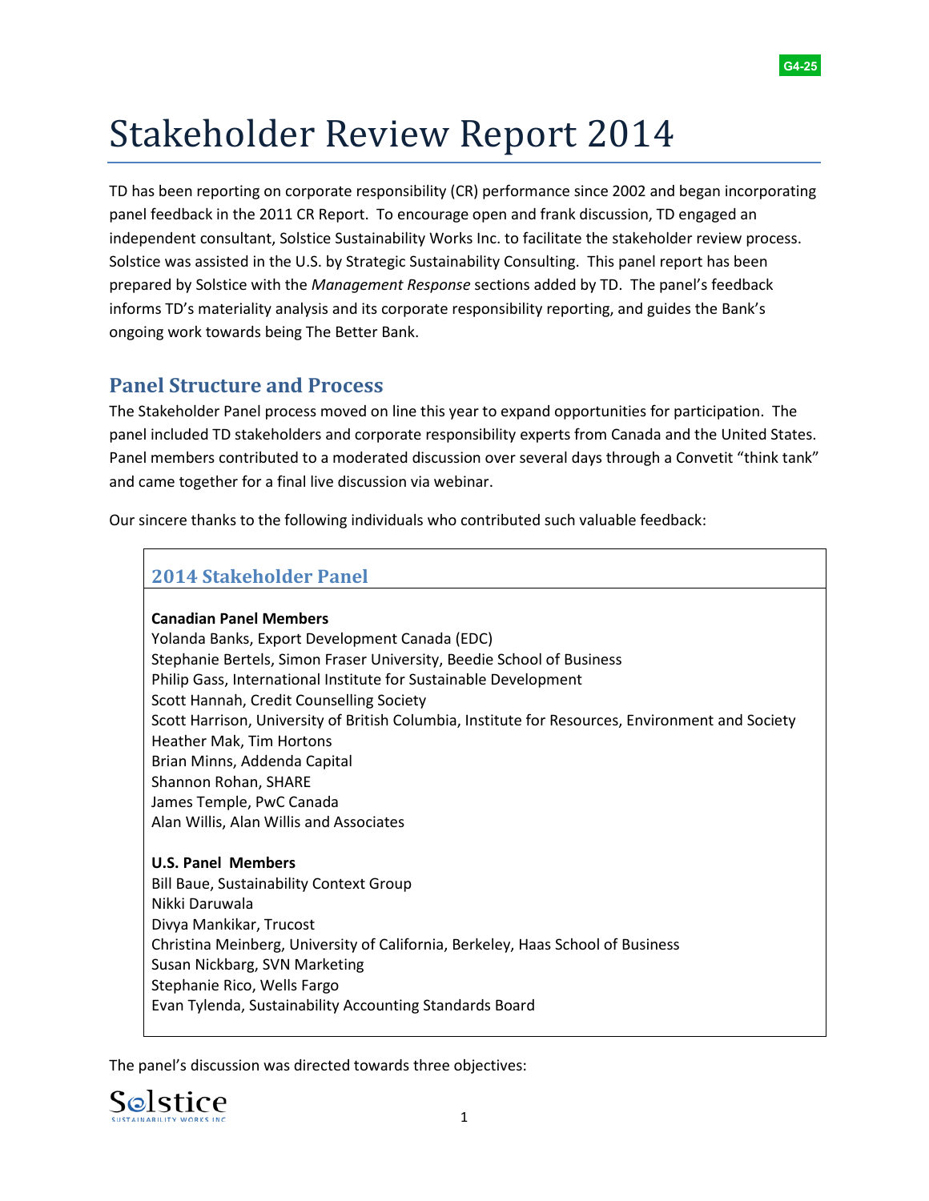G4-25

# Stakeholder Review Report 2014

TD has been reporting on corporate responsibility (CR) performance since 2002 and began incorporating panel feedback in the 2011 CR Report. To encourage open and frank discussion, TD engaged an independent consultant, Solstice Sustainability Works Inc. to facilitate the stakeholder review process. Solstice was assisted in the U.S. by Strategic Sustainability Consulting. This panel report has been prepared by Solstice with the *Management Response* sections added by TD. The panel's feedback informs TD's materiality analysis and its corporate responsibility reporting, and guides the Bank's ongoing work towards being The Better Bank.

## Panel Structure and Process

The Stakeholder Panel process moved on line this year to expand opportunities for participation. The panel included TD stakeholders and corporate responsibility experts from Canada and the United States. Panel members contributed to a moderated discussion over several days through a Convetit "think tank" and came together for a final live discussion via webinar.

Our sincere thanks to the following individuals who contributed such valuable feedback:

### 2014 Stakeholder Panel

**Canadian Panel Members**

Yolanda Banks, Export Development Canada (EDC)
Stephanie Bertels, Simon Fraser University, Beedie School of Business
Philip Gass, International Institute for Sustainable Development
Scott Hannah, Credit Counselling Society
Scott Harrison, University of British Columbia, Institute for Resources, Environment and Society
Heather Mak, Tim Hortons
Brian Minns, Addenda Capital
Shannon Rohan, SHARE
James Temple, PwC Canada
Alan Willis, Alan Willis and Associates

**U.S. Panel Members**

Bill Baue, Sustainability Context Group
Nikki Daruwala
Divya Mankikar, Trucost
Christina Meinberg, University of California, Berkeley, Haas School of Business
Susan Nickbarg, SVN Marketing
Stephanie Rico, Wells Fargo
Evan Tylenda, Sustainability Accounting Standards Board

The panel's discussion was directed towards three objectives: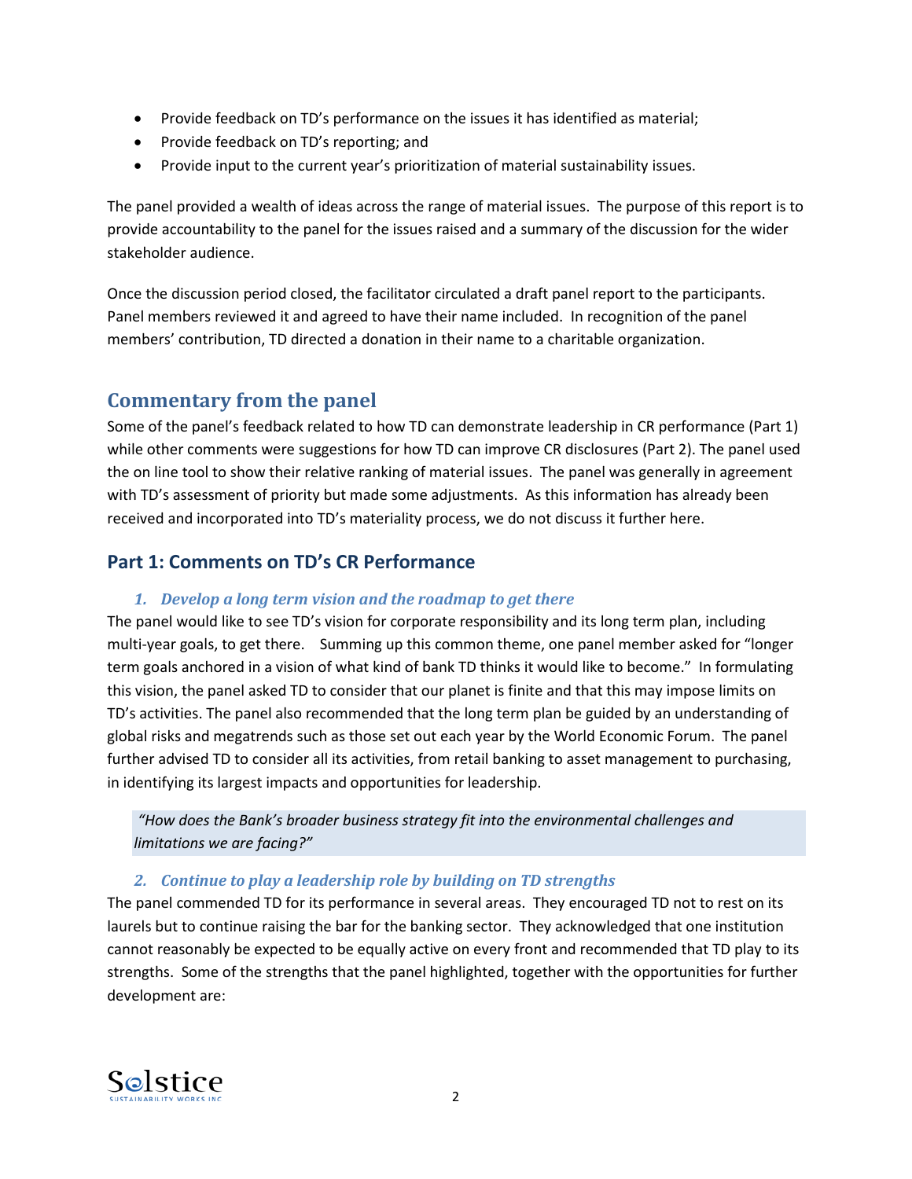- Provide feedback on TD's performance on the issues it has identified as material;
- Provide feedback on TD's reporting; and
- Provide input to the current year's prioritization of material sustainability issues.

The panel provided a wealth of ideas across the range of material issues. The purpose of this report is to provide accountability to the panel for the issues raised and a summary of the discussion for the wider stakeholder audience.

Once the discussion period closed, the facilitator circulated a draft panel report to the participants. Panel members reviewed it and agreed to have their name included. In recognition of the panel members' contribution, TD directed a donation in their name to a charitable organization.

## Commentary from the panel

Some of the panel's feedback related to how TD can demonstrate leadership in CR performance (Part 1) while other comments were suggestions for how TD can improve CR disclosures (Part 2). The panel used the on line tool to show their relative ranking of material issues. The panel was generally in agreement with TD's assessment of priority but made some adjustments. As this information has already been received and incorporated into TD's materiality process, we do not discuss it further here.

## Part 1: Comments on TD's CR Performance

### *1. Develop a long term vision and the roadmap to get there*

The panel would like to see TD's vision for corporate responsibility and its long term plan, including multi-year goals, to get there. Summing up this common theme, one panel member asked for "longer term goals anchored in a vision of what kind of bank TD thinks it would like to become." In formulating this vision, the panel asked TD to consider that our planet is finite and that this may impose limits on TD's activities. The panel also recommended that the long term plan be guided by an understanding of global risks and megatrends such as those set out each year by the World Economic Forum. The panel further advised TD to consider all its activities, from retail banking to asset management to purchasing, in identifying its largest impacts and opportunities for leadership.

> *"How does the Bank's broader business strategy fit into the environmental challenges and limitations we are facing?"*

### *2. Continue to play a leadership role by building on TD strengths*

The panel commended TD for its performance in several areas. They encouraged TD not to rest on its laurels but to continue raising the bar for the banking sector. They acknowledged that one institution cannot reasonably be expected to be equally active on every front and recommended that TD play to its strengths. Some of the strengths that the panel highlighted, together with the opportunities for further development are: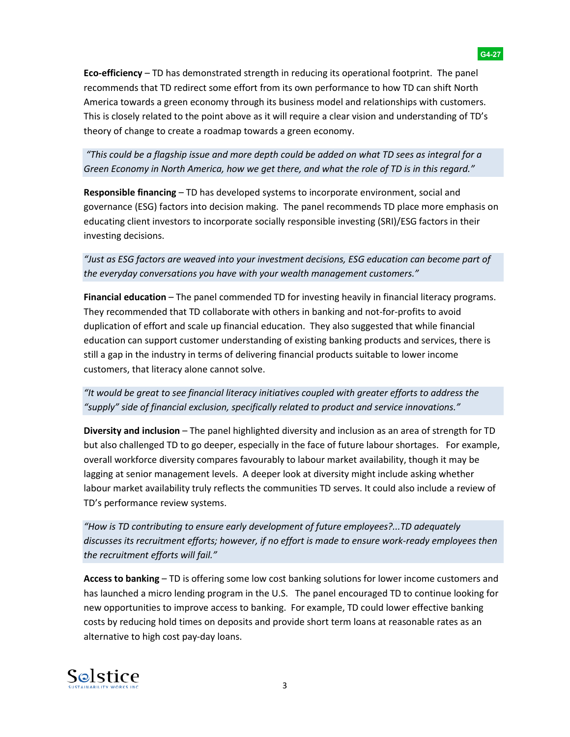G4-27

**Eco-efficiency** – TD has demonstrated strength in reducing its operational footprint. The panel recommends that TD redirect some effort from its own performance to how TD can shift North America towards a green economy through its business model and relationships with customers. This is closely related to the point above as it will require a clear vision and understanding of TD's theory of change to create a roadmap towards a green economy.

> *"This could be a flagship issue and more depth could be added on what TD sees as integral for a Green Economy in North America, how we get there, and what the role of TD is in this regard."*

**Responsible financing** – TD has developed systems to incorporate environment, social and governance (ESG) factors into decision making. The panel recommends TD place more emphasis on educating client investors to incorporate socially responsible investing (SRI)/ESG factors in their investing decisions.

> *"Just as ESG factors are weaved into your investment decisions, ESG education can become part of the everyday conversations you have with your wealth management customers."*

**Financial education** – The panel commended TD for investing heavily in financial literacy programs. They recommended that TD collaborate with others in banking and not-for-profits to avoid duplication of effort and scale up financial education. They also suggested that while financial education can support customer understanding of existing banking products and services, there is still a gap in the industry in terms of delivering financial products suitable to lower income customers, that literacy alone cannot solve.

> *"It would be great to see financial literacy initiatives coupled with greater efforts to address the "supply" side of financial exclusion, specifically related to product and service innovations."*

**Diversity and inclusion** – The panel highlighted diversity and inclusion as an area of strength for TD but also challenged TD to go deeper, especially in the face of future labour shortages. For example, overall workforce diversity compares favourably to labour market availability, though it may be lagging at senior management levels. A deeper look at diversity might include asking whether labour market availability truly reflects the communities TD serves. It could also include a review of TD's performance review systems.

> *"How is TD contributing to ensure early development of future employees?...TD adequately discusses its recruitment efforts; however, if no effort is made to ensure work-ready employees then the recruitment efforts will fail."*

**Access to banking** – TD is offering some low cost banking solutions for lower income customers and has launched a micro lending program in the U.S. The panel encouraged TD to continue looking for new opportunities to improve access to banking. For example, TD could lower effective banking costs by reducing hold times on deposits and provide short term loans at reasonable rates as an alternative to high cost pay-day loans.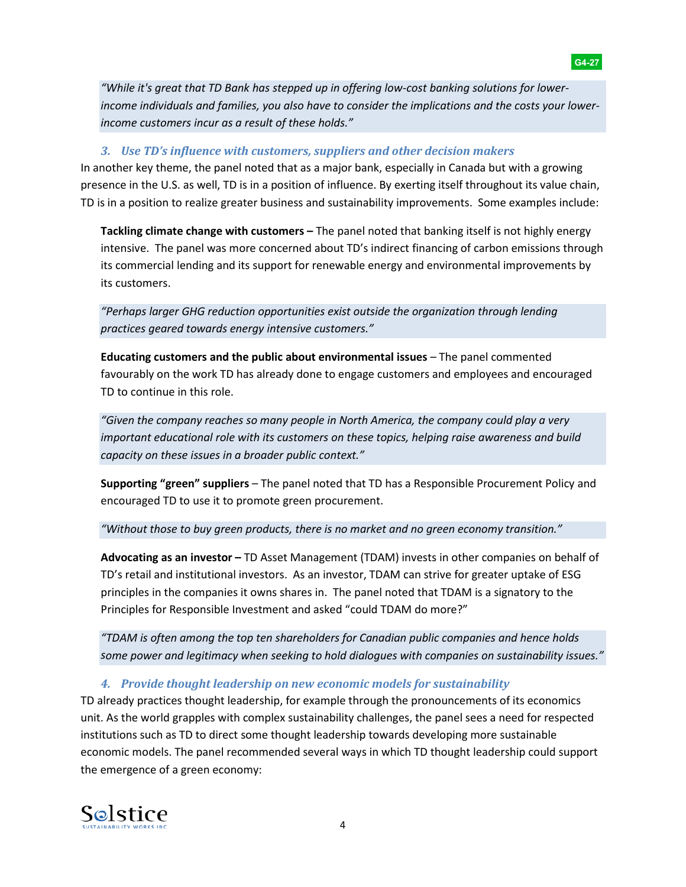*"While it's great that TD Bank has stepped up in offering low-cost banking solutions for lower-income individuals and families, you also have to consider the implications and the costs your lower-income customers incur as a result of these holds."*

### *3. Use TD's influence with customers, suppliers and other decision makers*

In another key theme, the panel noted that as a major bank, especially in Canada but with a growing presence in the U.S. as well, TD is in a position of influence. By exerting itself throughout its value chain, TD is in a position to realize greater business and sustainability improvements. Some examples include:

**Tackling climate change with customers –** The panel noted that banking itself is not highly energy intensive. The panel was more concerned about TD's indirect financing of carbon emissions through its commercial lending and its support for renewable energy and environmental improvements by its customers.

*"Perhaps larger GHG reduction opportunities exist outside the organization through lending practices geared towards energy intensive customers."*

**Educating customers and the public about environmental issues** – The panel commented favourably on the work TD has already done to engage customers and employees and encouraged TD to continue in this role.

*"Given the company reaches so many people in North America, the company could play a very important educational role with its customers on these topics, helping raise awareness and build capacity on these issues in a broader public context."*

**Supporting "green" suppliers** – The panel noted that TD has a Responsible Procurement Policy and encouraged TD to use it to promote green procurement.

*"Without those to buy green products, there is no market and no green economy transition."*

**Advocating as an investor –** TD Asset Management (TDAM) invests in other companies on behalf of TD's retail and institutional investors. As an investor, TDAM can strive for greater uptake of ESG principles in the companies it owns shares in. The panel noted that TDAM is a signatory to the Principles for Responsible Investment and asked "could TDAM do more?"

*"TDAM is often among the top ten shareholders for Canadian public companies and hence holds some power and legitimacy when seeking to hold dialogues with companies on sustainability issues."*

### *4. Provide thought leadership on new economic models for sustainability*

TD already practices thought leadership, for example through the pronouncements of its economics unit. As the world grapples with complex sustainability challenges, the panel sees a need for respected institutions such as TD to direct some thought leadership towards developing more sustainable economic models. The panel recommended several ways in which TD thought leadership could support the emergence of a green economy: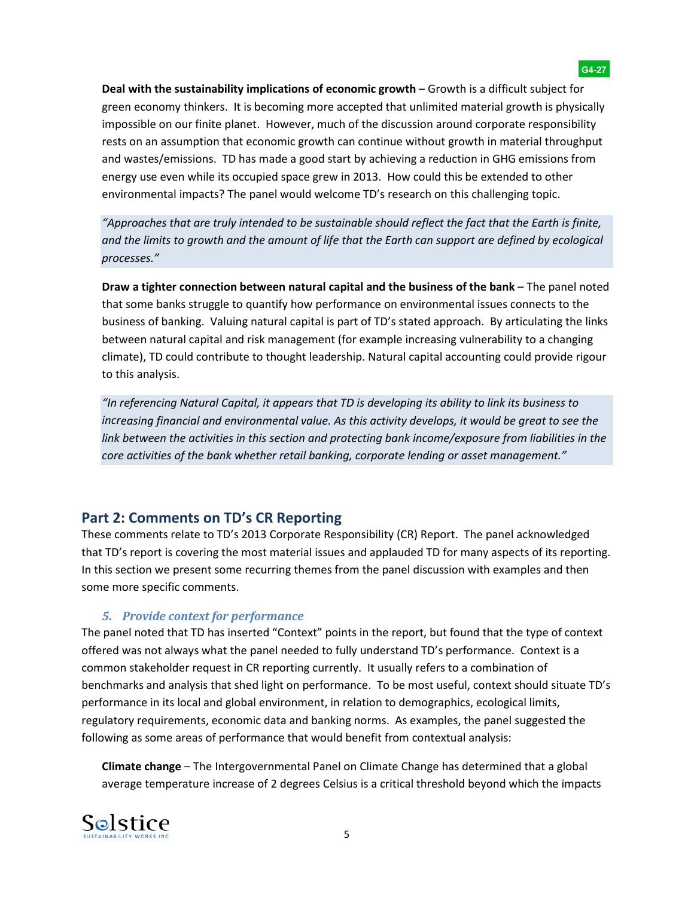G4-27

**Deal with the sustainability implications of economic growth** – Growth is a difficult subject for green economy thinkers. It is becoming more accepted that unlimited material growth is physically impossible on our finite planet. However, much of the discussion around corporate responsibility rests on an assumption that economic growth can continue without growth in material throughput and wastes/emissions. TD has made a good start by achieving a reduction in GHG emissions from energy use even while its occupied space grew in 2013. How could this be extended to other environmental impacts? The panel would welcome TD's research on this challenging topic.

> *"Approaches that are truly intended to be sustainable should reflect the fact that the Earth is finite, and the limits to growth and the amount of life that the Earth can support are defined by ecological processes."*

**Draw a tighter connection between natural capital and the business of the bank** – The panel noted that some banks struggle to quantify how performance on environmental issues connects to the business of banking. Valuing natural capital is part of TD's stated approach. By articulating the links between natural capital and risk management (for example increasing vulnerability to a changing climate), TD could contribute to thought leadership. Natural capital accounting could provide rigour to this analysis.

> *"In referencing Natural Capital, it appears that TD is developing its ability to link its business to increasing financial and environmental value. As this activity develops, it would be great to see the link between the activities in this section and protecting bank income/exposure from liabilities in the core activities of the bank whether retail banking, corporate lending or asset management."*

## Part 2: Comments on TD's CR Reporting

These comments relate to TD's 2013 Corporate Responsibility (CR) Report. The panel acknowledged that TD's report is covering the most material issues and applauded TD for many aspects of its reporting. In this section we present some recurring themes from the panel discussion with examples and then some more specific comments.

### *5. Provide context for performance*

The panel noted that TD has inserted "Context" points in the report, but found that the type of context offered was not always what the panel needed to fully understand TD's performance. Context is a common stakeholder request in CR reporting currently. It usually refers to a combination of benchmarks and analysis that shed light on performance. To be most useful, context should situate TD's performance in its local and global environment, in relation to demographics, ecological limits, regulatory requirements, economic data and banking norms. As examples, the panel suggested the following as some areas of performance that would benefit from contextual analysis:

**Climate change** – The Intergovernmental Panel on Climate Change has determined that a global average temperature increase of 2 degrees Celsius is a critical threshold beyond which the impacts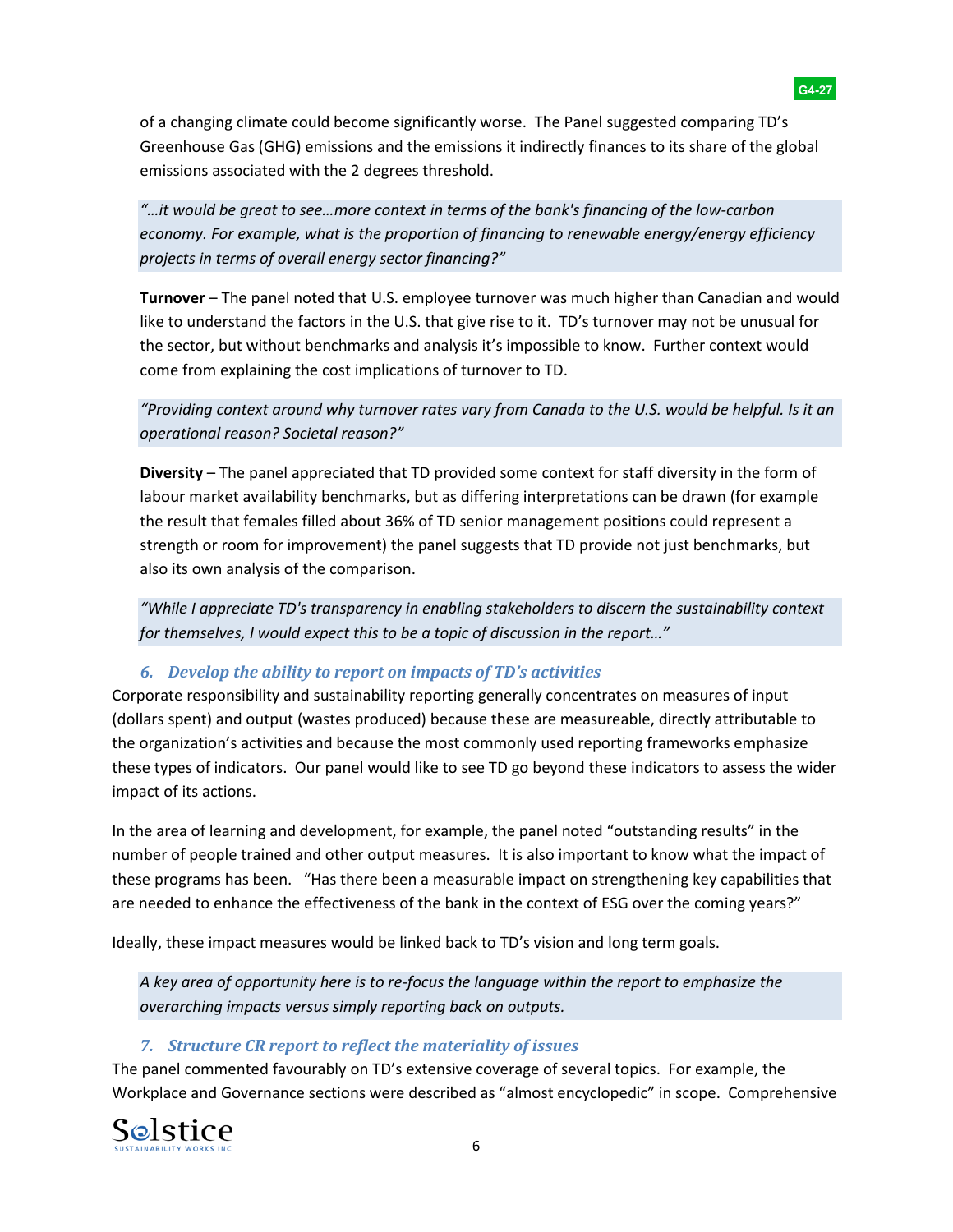of a changing climate could become significantly worse. The Panel suggested comparing TD's Greenhouse Gas (GHG) emissions and the emissions it indirectly finances to its share of the global emissions associated with the 2 degrees threshold.

> *"…it would be great to see…more context in terms of the bank's financing of the low-carbon economy. For example, what is the proportion of financing to renewable energy/energy efficiency projects in terms of overall energy sector financing?"*

**Turnover** – The panel noted that U.S. employee turnover was much higher than Canadian and would like to understand the factors in the U.S. that give rise to it. TD's turnover may not be unusual for the sector, but without benchmarks and analysis it's impossible to know. Further context would come from explaining the cost implications of turnover to TD.

> *"Providing context around why turnover rates vary from Canada to the U.S. would be helpful. Is it an operational reason? Societal reason?"*

**Diversity** – The panel appreciated that TD provided some context for staff diversity in the form of labour market availability benchmarks, but as differing interpretations can be drawn (for example the result that females filled about 36% of TD senior management positions could represent a strength or room for improvement) the panel suggests that TD provide not just benchmarks, but also its own analysis of the comparison.

> *"While I appreciate TD's transparency in enabling stakeholders to discern the sustainability context for themselves, I would expect this to be a topic of discussion in the report…"*

### *6. Develop the ability to report on impacts of TD's activities*

Corporate responsibility and sustainability reporting generally concentrates on measures of input (dollars spent) and output (wastes produced) because these are measureable, directly attributable to the organization's activities and because the most commonly used reporting frameworks emphasize these types of indicators. Our panel would like to see TD go beyond these indicators to assess the wider impact of its actions.

In the area of learning and development, for example, the panel noted "outstanding results" in the number of people trained and other output measures. It is also important to know what the impact of these programs has been. "Has there been a measurable impact on strengthening key capabilities that are needed to enhance the effectiveness of the bank in the context of ESG over the coming years?"

Ideally, these impact measures would be linked back to TD's vision and long term goals.

> *A key area of opportunity here is to re-focus the language within the report to emphasize the overarching impacts versus simply reporting back on outputs.*

### *7. Structure CR report to reflect the materiality of issues*

The panel commented favourably on TD's extensive coverage of several topics. For example, the Workplace and Governance sections were described as "almost encyclopedic" in scope. Comprehensive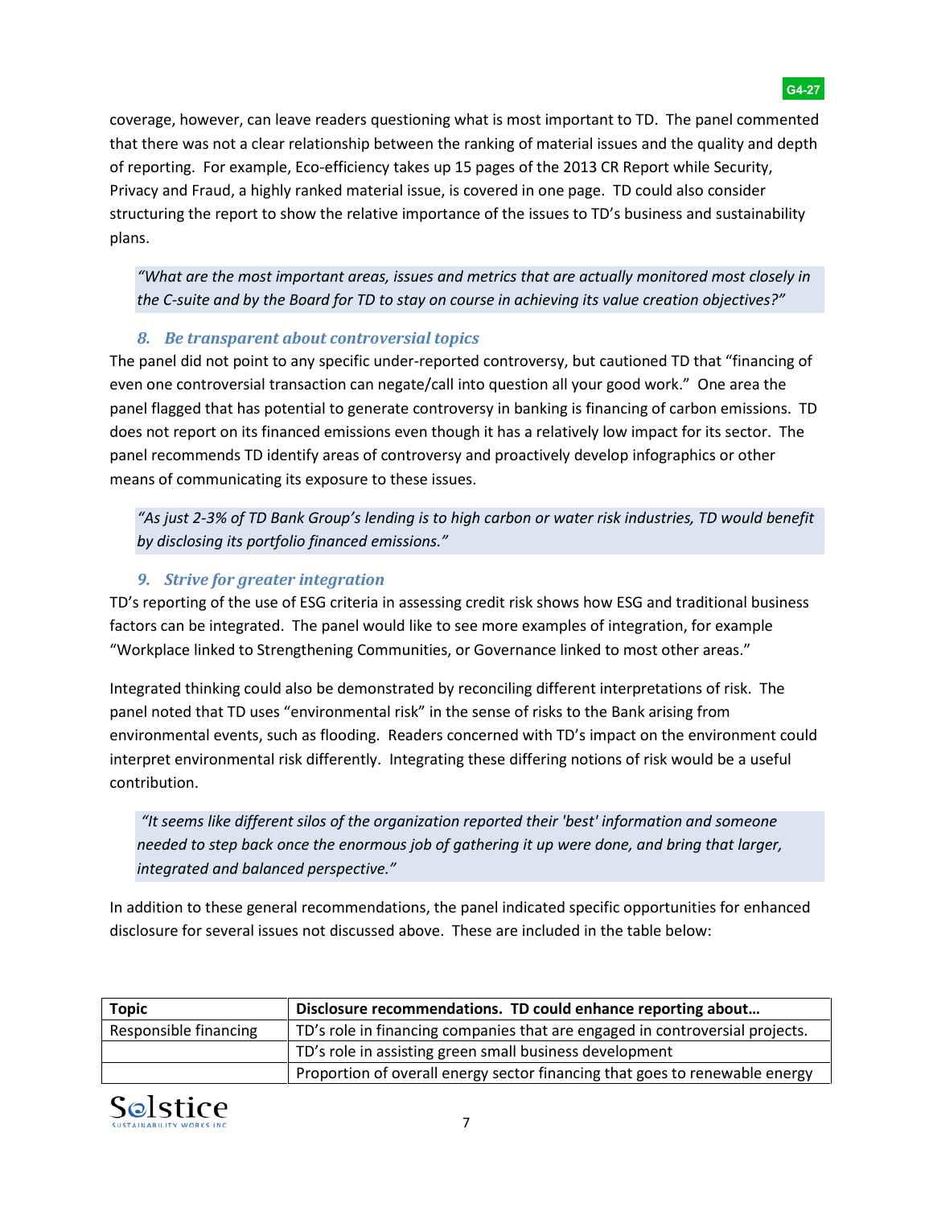coverage, however, can leave readers questioning what is most important to TD. The panel commented that there was not a clear relationship between the ranking of material issues and the quality and depth of reporting. For example, Eco-efficiency takes up 15 pages of the 2013 CR Report while Security, Privacy and Fraud, a highly ranked material issue, is covered in one page. TD could also consider structuring the report to show the relative importance of the issues to TD's business and sustainability plans.

> *"What are the most important areas, issues and metrics that are actually monitored most closely in the C-suite and by the Board for TD to stay on course in achieving its value creation objectives?"*

### *8. Be transparent about controversial topics*

The panel did not point to any specific under-reported controversy, but cautioned TD that "financing of even one controversial transaction can negate/call into question all your good work." One area the panel flagged that has potential to generate controversy in banking is financing of carbon emissions. TD does not report on its financed emissions even though it has a relatively low impact for its sector. The panel recommends TD identify areas of controversy and proactively develop infographics or other means of communicating its exposure to these issues.

> *"As just 2-3% of TD Bank Group's lending is to high carbon or water risk industries, TD would benefit by disclosing its portfolio financed emissions."*

### *9. Strive for greater integration*

TD's reporting of the use of ESG criteria in assessing credit risk shows how ESG and traditional business factors can be integrated. The panel would like to see more examples of integration, for example "Workplace linked to Strengthening Communities, or Governance linked to most other areas."

Integrated thinking could also be demonstrated by reconciling different interpretations of risk. The panel noted that TD uses "environmental risk" in the sense of risks to the Bank arising from environmental events, such as flooding. Readers concerned with TD's impact on the environment could interpret environmental risk differently. Integrating these differing notions of risk would be a useful contribution.

> *"It seems like different silos of the organization reported their 'best' information and someone needed to step back once the enormous job of gathering it up were done, and bring that larger, integrated and balanced perspective."*

In addition to these general recommendations, the panel indicated specific opportunities for enhanced disclosure for several issues not discussed above. These are included in the table below:

| **Topic** | **Disclosure recommendations. TD could enhance reporting about…** |
|---|---|
| Responsible financing | TD's role in financing companies that are engaged in controversial projects. |
| | TD's role in assisting green small business development |
| | Proportion of overall energy sector financing that goes to renewable energy |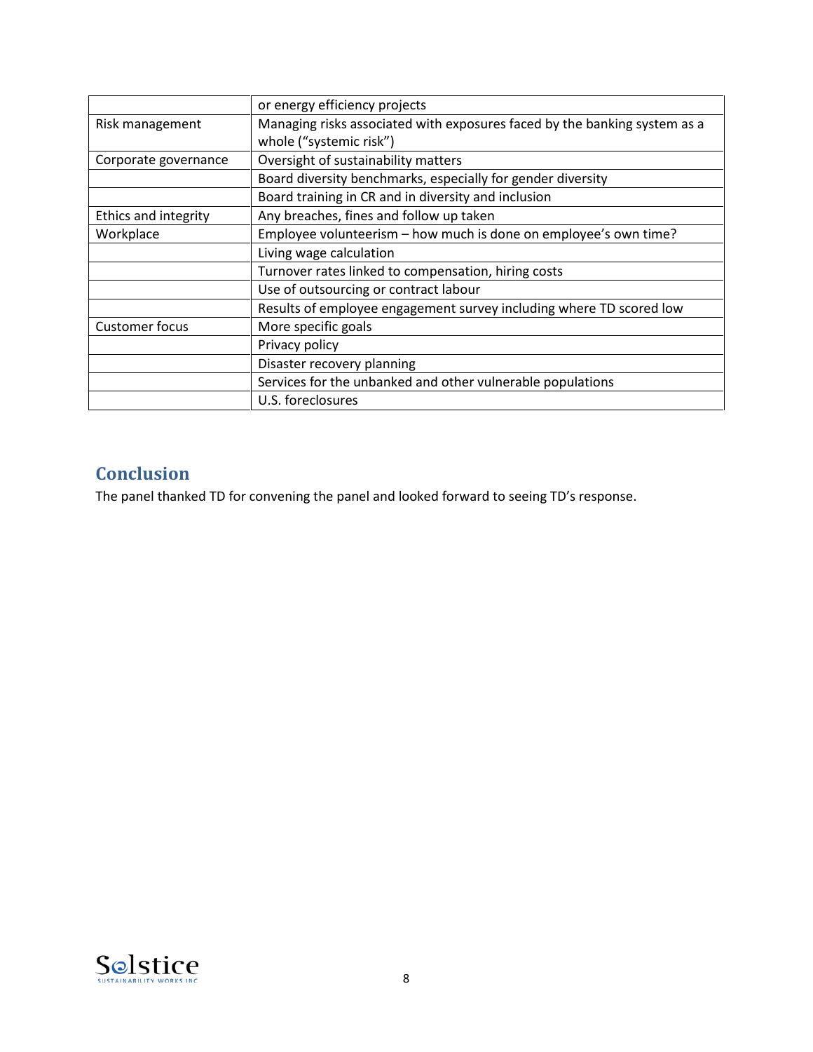| | |
|---|---|
| | or energy efficiency projects |
| Risk management | Managing risks associated with exposures faced by the banking system as a whole ("systemic risk") |
| Corporate governance | Oversight of sustainability matters |
| | Board diversity benchmarks, especially for gender diversity |
| | Board training in CR and in diversity and inclusion |
| Ethics and integrity | Any breaches, fines and follow up taken |
| Workplace | Employee volunteerism – how much is done on employee's own time? |
| | Living wage calculation |
| | Turnover rates linked to compensation, hiring costs |
| | Use of outsourcing or contract labour |
| | Results of employee engagement survey including where TD scored low |
| Customer focus | More specific goals |
| | Privacy policy |
| | Disaster recovery planning |
| | Services for the unbanked and other vulnerable populations |
| | U.S. foreclosures |

## Conclusion

The panel thanked TD for convening the panel and looked forward to seeing TD's response.